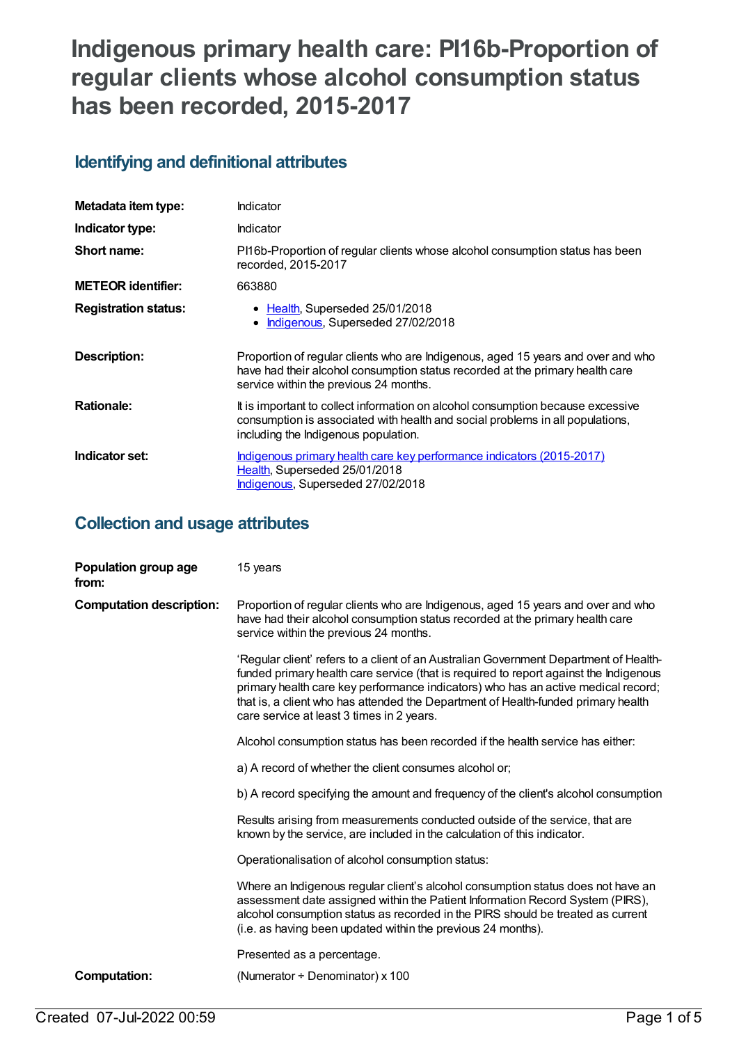# Indigenous primary health care: PI16b-Proportion of regular clients whose alcohol consumption status has been recorded, 2015-2017

## Identifying and definitional attributes

| | |
|---|---|
| **Metadata item type:** | Indicator |
| **Indicator type:** | Indicator |
| **Short name:** | PI16b-Proportion of regular clients whose alcohol consumption status has been recorded, 2015-2017 |
| **METEOR identifier:** | 663880 |
| **Registration status:** | • Health, Superseded 25/01/2018<br>• Indigenous, Superseded 27/02/2018 |
| **Description:** | Proportion of regular clients who are Indigenous, aged 15 years and over and who have had their alcohol consumption status recorded at the primary health care service within the previous 24 months. |
| **Rationale:** | It is important to collect information on alcohol consumption because excessive consumption is associated with health and social problems in all populations, including the Indigenous population. |
| **Indicator set:** | Indigenous primary health care key performance indicators (2015-2017)<br>Health, Superseded 25/01/2018<br>Indigenous, Superseded 27/02/2018 |

## Collection and usage attributes

**Population group age from:** 15 years

**Computation description:**

Proportion of regular clients who are Indigenous, aged 15 years and over and who have had their alcohol consumption status recorded at the primary health care service within the previous 24 months.

'Regular client' refers to a client of an Australian Government Department of Health-funded primary health care service (that is required to report against the Indigenous primary health care key performance indicators) who has an active medical record; that is, a client who has attended the Department of Health-funded primary health care service at least 3 times in 2 years.

Alcohol consumption status has been recorded if the health service has either:

a) A record of whether the client consumes alcohol or;

b) A record specifying the amount and frequency of the client's alcohol consumption

Results arising from measurements conducted outside of the service, that are known by the service, are included in the calculation of this indicator.

Operationalisation of alcohol consumption status:

Where an Indigenous regular client's alcohol consumption status does not have an assessment date assigned within the Patient Information Record System (PIRS), alcohol consumption status as recorded in the PIRS should be treated as current (i.e. as having been updated within the previous 24 months).

Presented as a percentage.

**Computation:** (Numerator ÷ Denominator) x 100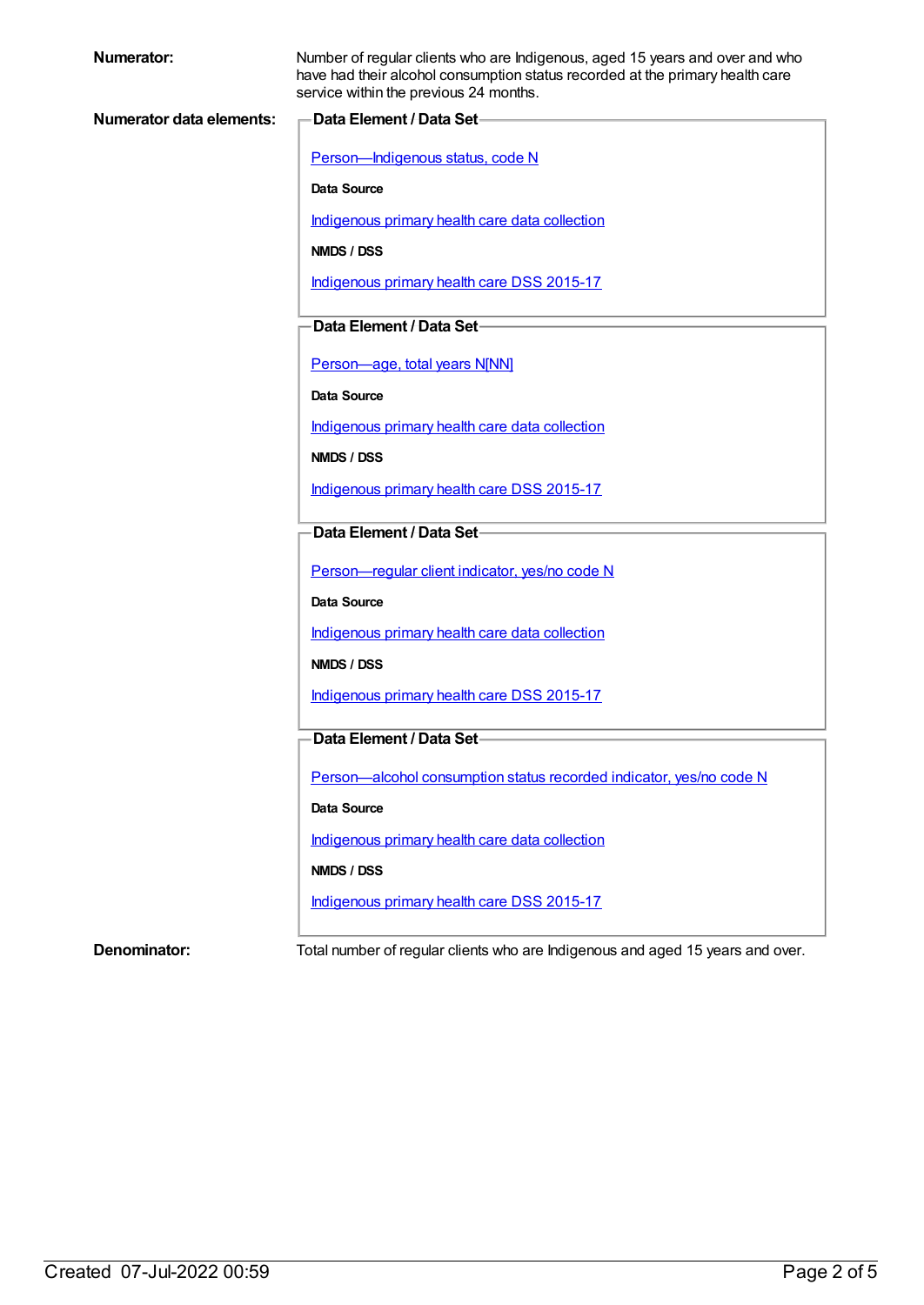**Numerator:**

Number of regular clients who are Indigenous, aged 15 years and over and who have had their alcohol consumption status recorded at the primary health care service within the previous 24 months.

**Numerator data elements:**

**Data Element / Data Set**

Person—Indigenous status, code N

**Data Source**

Indigenous primary health care data collection

**NMDS / DSS**

Indigenous primary health care DSS 2015-17

**Data Element / Data Set**

Person—age, total years N[NN]

**Data Source**

Indigenous primary health care data collection

**NMDS / DSS**

Indigenous primary health care DSS 2015-17

**Data Element / Data Set**

Person—regular client indicator, yes/no code N

**Data Source**

Indigenous primary health care data collection

**NMDS / DSS**

Indigenous primary health care DSS 2015-17

**Data Element / Data Set**

Person—alcohol consumption status recorded indicator, yes/no code N

**Data Source**

Indigenous primary health care data collection

**NMDS / DSS**

Indigenous primary health care DSS 2015-17

**Denominator:**

Total number of regular clients who are Indigenous and aged 15 years and over.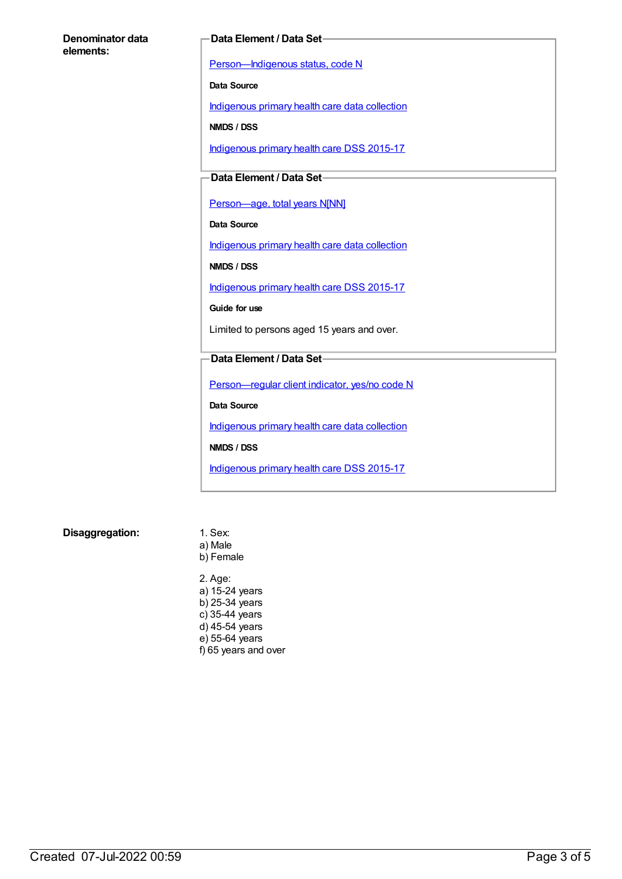**Denominator data elements:**

**Data Element / Data Set**

[Person—Indigenous status, code N]

**Data Source**

[Indigenous primary health care data collection]

**NMDS / DSS**

[Indigenous primary health care DSS 2015-17]

**Data Element / Data Set**

[Person—age, total years N[NN]]

**Data Source**

[Indigenous primary health care data collection]

**NMDS / DSS**

[Indigenous primary health care DSS 2015-17]

**Guide for use**

Limited to persons aged 15 years and over.

**Data Element / Data Set**

[Person—regular client indicator, yes/no code N]

**Data Source**

[Indigenous primary health care data collection]

**NMDS / DSS**

[Indigenous primary health care DSS 2015-17]

**Disaggregation:**

1. Sex:
a) Male
b) Female

2. Age:
a) 15-24 years
b) 25-34 years
c) 35-44 years
d) 45-54 years
e) 55-64 years
f) 65 years and over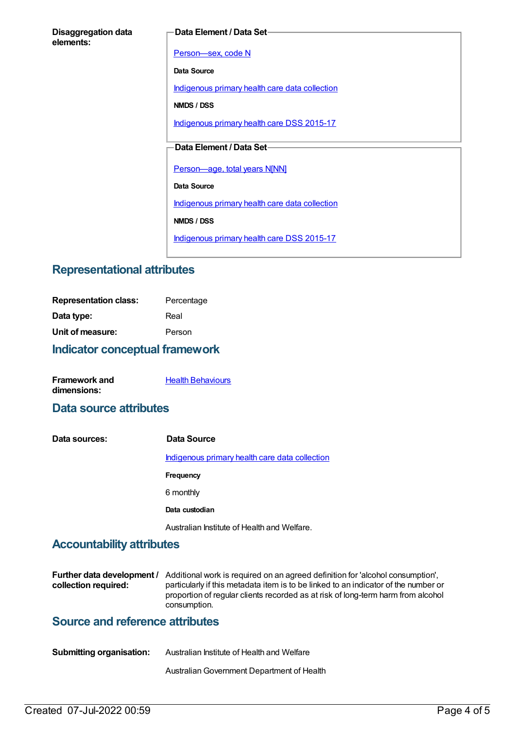**Disaggregation data elements:**

**Data Element / Data Set**

[Person—sex, code N]

**Data Source**

[Indigenous primary health care data collection]

**NMDS / DSS**

[Indigenous primary health care DSS 2015-17]

**Data Element / Data Set**

[Person—age, total years N[NN]]

**Data Source**

[Indigenous primary health care data collection]

**NMDS / DSS**

[Indigenous primary health care DSS 2015-17]

## Representational attributes

| | |
|---|---|
| **Representation class:** | Percentage |
| **Data type:** | Real |
| **Unit of measure:** | Person |

## Indicator conceptual framework

**Framework and dimensions:** [Health Behaviours]

## Data source attributes

**Data sources:**

**Data Source**

[Indigenous primary health care data collection]

**Frequency**

6 monthly

**Data custodian**

Australian Institute of Health and Welfare.

## Accountability attributes

**Further data development / collection required:** Additional work is required on an agreed definition for 'alcohol consumption', particularly if this metadata item is to be linked to an indicator of the number or proportion of regular clients recorded as at risk of long-term harm from alcohol consumption.

## Source and reference attributes

**Submitting organisation:** Australian Institute of Health and Welfare

Australian Government Department of Health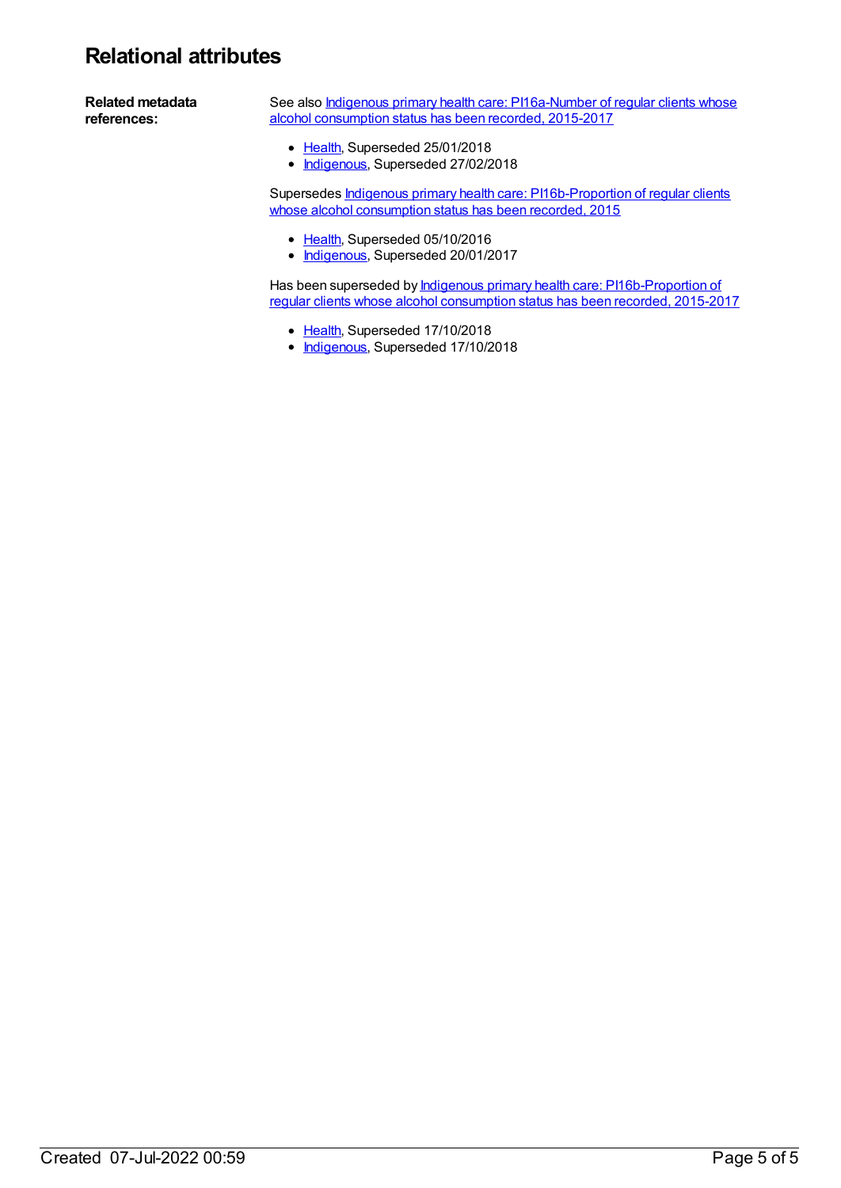## Relational attributes

**Related metadata references:**

See also Indigenous primary health care: PI16a-Number of regular clients whose alcohol consumption status has been recorded, 2015-2017

- Health, Superseded 25/01/2018
- Indigenous, Superseded 27/02/2018

Supersedes Indigenous primary health care: PI16b-Proportion of regular clients whose alcohol consumption status has been recorded, 2015

- Health, Superseded 05/10/2016
- Indigenous, Superseded 20/01/2017

Has been superseded by Indigenous primary health care: PI16b-Proportion of regular clients whose alcohol consumption status has been recorded, 2015-2017

- Health, Superseded 17/10/2018
- Indigenous, Superseded 17/10/2018